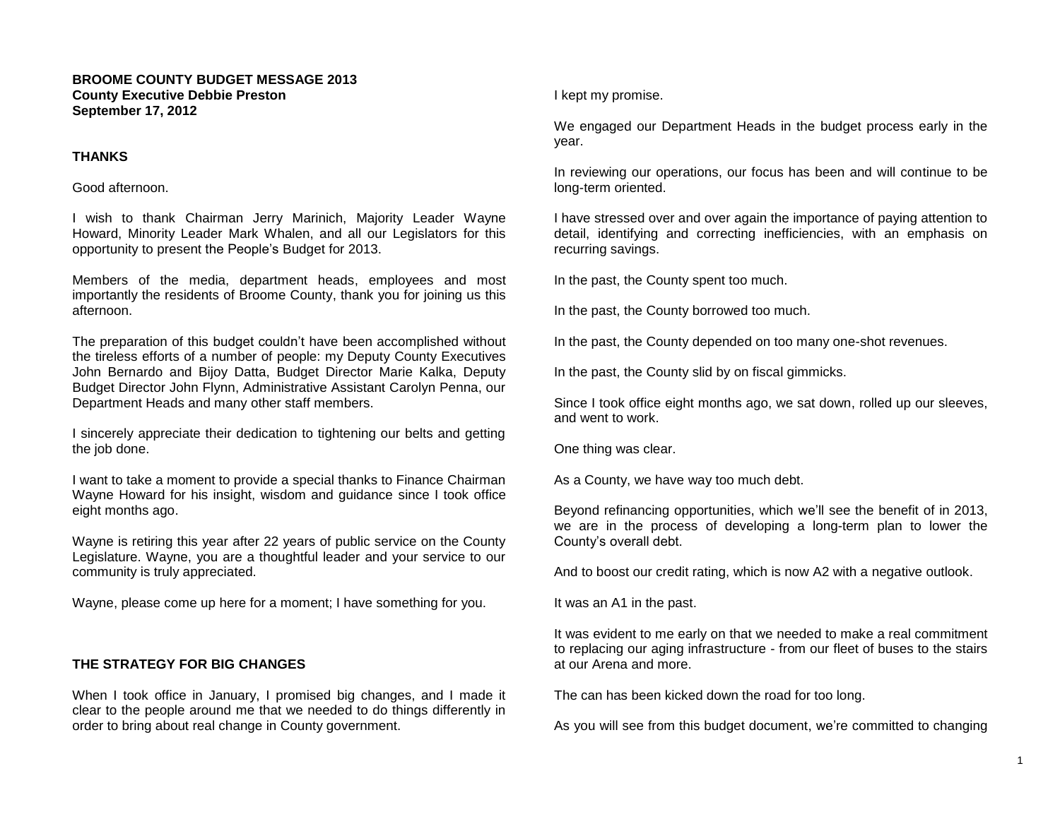**BROOME COUNTY BUDGET MESSAGE 2013**
**County Executive Debbie Preston**
**September 17, 2012**

## THANKS

Good afternoon.

I wish to thank Chairman Jerry Marinich, Majority Leader Wayne Howard, Minority Leader Mark Whalen, and all our Legislators for this opportunity to present the People's Budget for 2013.

Members of the media, department heads, employees and most importantly the residents of Broome County, thank you for joining us this afternoon.

The preparation of this budget couldn't have been accomplished without the tireless efforts of a number of people: my Deputy County Executives John Bernardo and Bijoy Datta, Budget Director Marie Kalka, Deputy Budget Director John Flynn, Administrative Assistant Carolyn Penna, our Department Heads and many other staff members.

I sincerely appreciate their dedication to tightening our belts and getting the job done.

I want to take a moment to provide a special thanks to Finance Chairman Wayne Howard for his insight, wisdom and guidance since I took office eight months ago.

Wayne is retiring this year after 22 years of public service on the County Legislature. Wayne, you are a thoughtful leader and your service to our community is truly appreciated.

Wayne, please come up here for a moment; I have something for you.

## THE STRATEGY FOR BIG CHANGES

When I took office in January, I promised big changes, and I made it clear to the people around me that we needed to do things differently in order to bring about real change in County government.

I kept my promise.

We engaged our Department Heads in the budget process early in the year.

In reviewing our operations, our focus has been and will continue to be long-term oriented.

I have stressed over and over again the importance of paying attention to detail, identifying and correcting inefficiencies, with an emphasis on recurring savings.

In the past, the County spent too much.

In the past, the County borrowed too much.

In the past, the County depended on too many one-shot revenues.

In the past, the County slid by on fiscal gimmicks.

Since I took office eight months ago, we sat down, rolled up our sleeves, and went to work.

One thing was clear.

As a County, we have way too much debt.

Beyond refinancing opportunities, which we'll see the benefit of in 2013, we are in the process of developing a long-term plan to lower the County's overall debt.

And to boost our credit rating, which is now A2 with a negative outlook.

It was an A1 in the past.

It was evident to me early on that we needed to make a real commitment to replacing our aging infrastructure - from our fleet of buses to the stairs at our Arena and more.

The can has been kicked down the road for too long.

As you will see from this budget document, we're committed to changing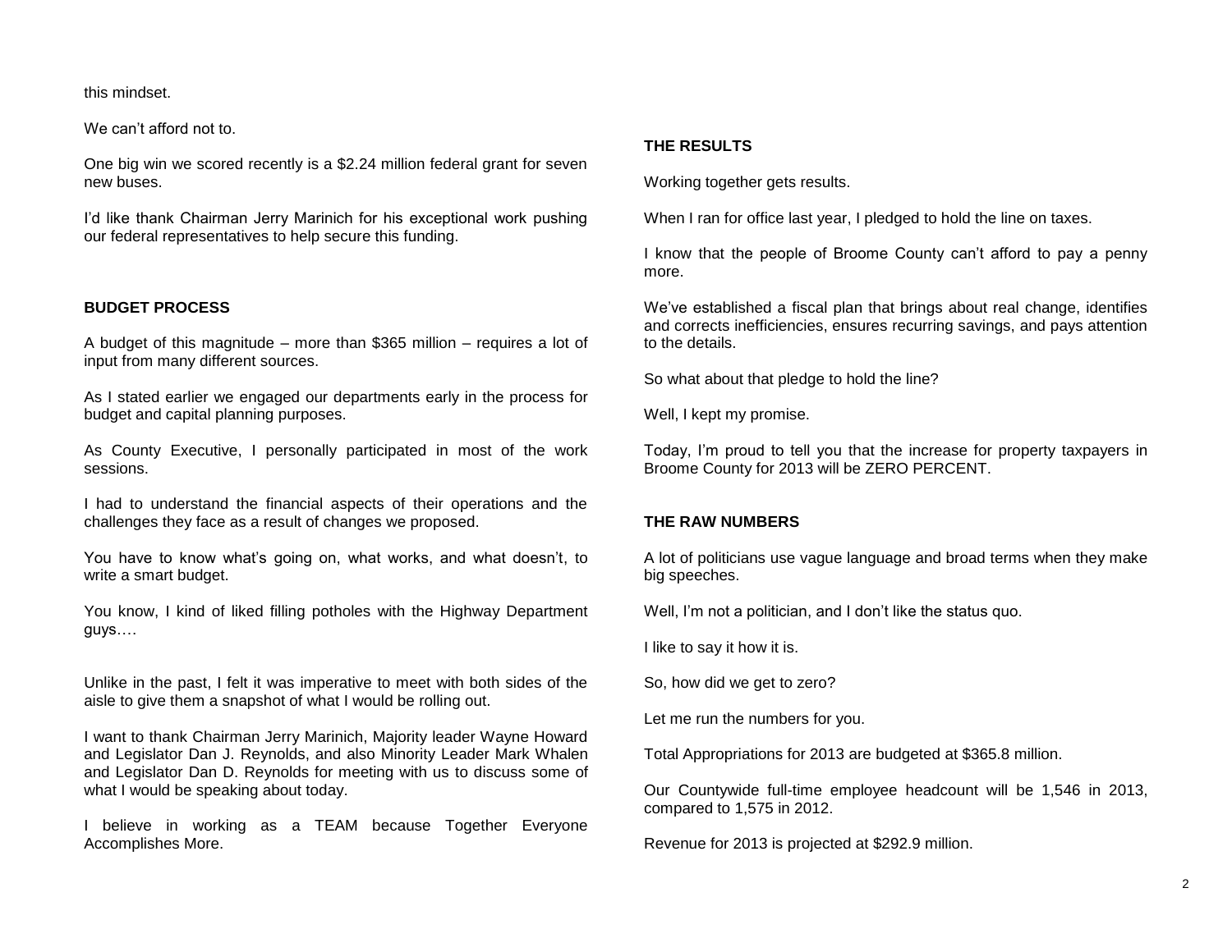this mindset.

We can't afford not to.

One big win we scored recently is a $2.24 million federal grant for seven new buses.

I'd like thank Chairman Jerry Marinich for his exceptional work pushing our federal representatives to help secure this funding.

**BUDGET PROCESS**

A budget of this magnitude – more than $365 million – requires a lot of input from many different sources.

As I stated earlier we engaged our departments early in the process for budget and capital planning purposes.

As County Executive, I personally participated in most of the work sessions.

I had to understand the financial aspects of their operations and the challenges they face as a result of changes we proposed.

You have to know what's going on, what works, and what doesn't, to write a smart budget.

You know, I kind of liked filling potholes with the Highway Department guys….

Unlike in the past, I felt it was imperative to meet with both sides of the aisle to give them a snapshot of what I would be rolling out.

I want to thank Chairman Jerry Marinich, Majority leader Wayne Howard and Legislator Dan J. Reynolds, and also Minority Leader Mark Whalen and Legislator Dan D. Reynolds for meeting with us to discuss some of what I would be speaking about today.

I believe in working as a TEAM because Together Everyone Accomplishes More.

**THE RESULTS**

Working together gets results.

When I ran for office last year, I pledged to hold the line on taxes.

I know that the people of Broome County can't afford to pay a penny more.

We've established a fiscal plan that brings about real change, identifies and corrects inefficiencies, ensures recurring savings, and pays attention to the details.

So what about that pledge to hold the line?

Well, I kept my promise.

Today, I'm proud to tell you that the increase for property taxpayers in Broome County for 2013 will be ZERO PERCENT.

**THE RAW NUMBERS**

A lot of politicians use vague language and broad terms when they make big speeches.

Well, I'm not a politician, and I don't like the status quo.

I like to say it how it is.

So, how did we get to zero?

Let me run the numbers for you.

Total Appropriations for 2013 are budgeted at $365.8 million.

Our Countywide full-time employee headcount will be 1,546 in 2013, compared to 1,575 in 2012.

Revenue for 2013 is projected at $292.9 million.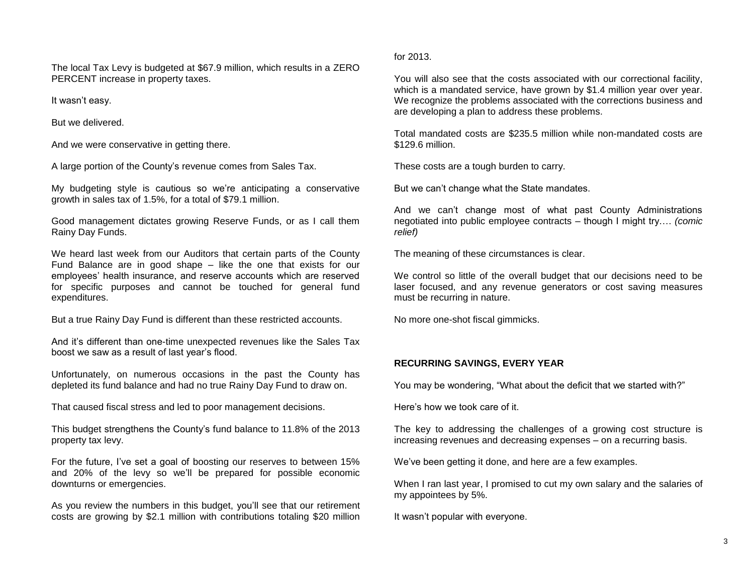The local Tax Levy is budgeted at $67.9 million, which results in a ZERO PERCENT increase in property taxes.

It wasn't easy.

But we delivered.

And we were conservative in getting there.

A large portion of the County's revenue comes from Sales Tax.

My budgeting style is cautious so we're anticipating a conservative growth in sales tax of 1.5%, for a total of $79.1 million.

Good management dictates growing Reserve Funds, or as I call them Rainy Day Funds.

We heard last week from our Auditors that certain parts of the County Fund Balance are in good shape – like the one that exists for our employees' health insurance, and reserve accounts which are reserved for specific purposes and cannot be touched for general fund expenditures.

But a true Rainy Day Fund is different than these restricted accounts.

And it's different than one-time unexpected revenues like the Sales Tax boost we saw as a result of last year's flood.

Unfortunately, on numerous occasions in the past the County has depleted its fund balance and had no true Rainy Day Fund to draw on.

That caused fiscal stress and led to poor management decisions.

This budget strengthens the County's fund balance to 11.8% of the 2013 property tax levy.

For the future, I've set a goal of boosting our reserves to between 15% and 20% of the levy so we'll be prepared for possible economic downturns or emergencies.

As you review the numbers in this budget, you'll see that our retirement costs are growing by $2.1 million with contributions totaling $20 million for 2013.

You will also see that the costs associated with our correctional facility, which is a mandated service, have grown by $1.4 million year over year. We recognize the problems associated with the corrections business and are developing a plan to address these problems.

Total mandated costs are $235.5 million while non-mandated costs are $129.6 million.

These costs are a tough burden to carry.

But we can't change what the State mandates.

And we can't change most of what past County Administrations negotiated into public employee contracts – though I might try…. *(comic relief)*

The meaning of these circumstances is clear.

We control so little of the overall budget that our decisions need to be laser focused, and any revenue generators or cost saving measures must be recurring in nature.

No more one-shot fiscal gimmicks.

## RECURRING SAVINGS, EVERY YEAR

You may be wondering, "What about the deficit that we started with?"

Here's how we took care of it.

The key to addressing the challenges of a growing cost structure is increasing revenues and decreasing expenses – on a recurring basis.

We've been getting it done, and here are a few examples.

When I ran last year, I promised to cut my own salary and the salaries of my appointees by 5%.

It wasn't popular with everyone.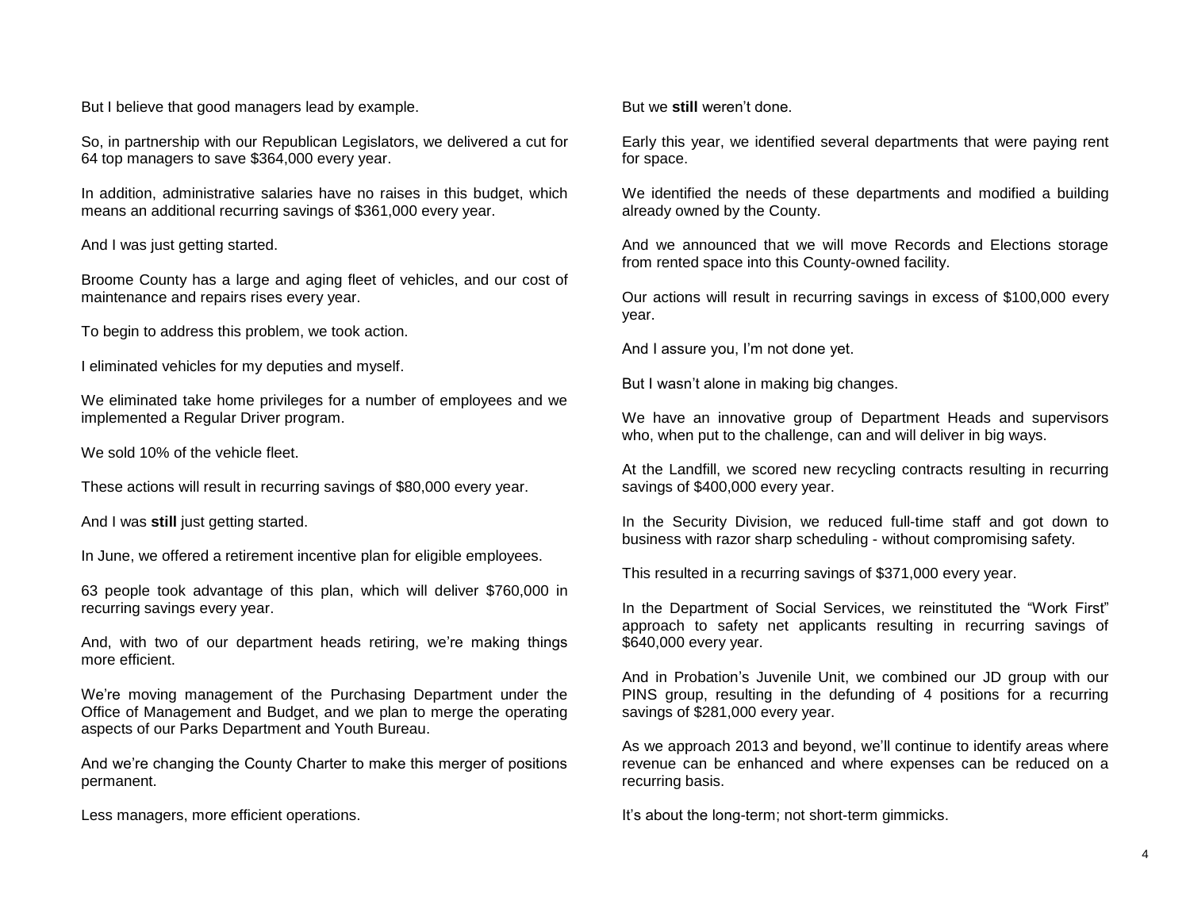But I believe that good managers lead by example.

So, in partnership with our Republican Legislators, we delivered a cut for 64 top managers to save $364,000 every year.

In addition, administrative salaries have no raises in this budget, which means an additional recurring savings of $361,000 every year.

And I was just getting started.

Broome County has a large and aging fleet of vehicles, and our cost of maintenance and repairs rises every year.

To begin to address this problem, we took action.

I eliminated vehicles for my deputies and myself.

We eliminated take home privileges for a number of employees and we implemented a Regular Driver program.

We sold 10% of the vehicle fleet.

These actions will result in recurring savings of $80,000 every year.

And I was **still** just getting started.

In June, we offered a retirement incentive plan for eligible employees.

63 people took advantage of this plan, which will deliver $760,000 in recurring savings every year.

And, with two of our department heads retiring, we're making things more efficient.

We're moving management of the Purchasing Department under the Office of Management and Budget, and we plan to merge the operating aspects of our Parks Department and Youth Bureau.

And we're changing the County Charter to make this merger of positions permanent.

Less managers, more efficient operations.

But we **still** weren't done.

Early this year, we identified several departments that were paying rent for space.

We identified the needs of these departments and modified a building already owned by the County.

And we announced that we will move Records and Elections storage from rented space into this County-owned facility.

Our actions will result in recurring savings in excess of $100,000 every year.

And I assure you, I'm not done yet.

But I wasn't alone in making big changes.

We have an innovative group of Department Heads and supervisors who, when put to the challenge, can and will deliver in big ways.

At the Landfill, we scored new recycling contracts resulting in recurring savings of $400,000 every year.

In the Security Division, we reduced full-time staff and got down to business with razor sharp scheduling - without compromising safety.

This resulted in a recurring savings of $371,000 every year.

In the Department of Social Services, we reinstituted the "Work First" approach to safety net applicants resulting in recurring savings of $640,000 every year.

And in Probation's Juvenile Unit, we combined our JD group with our PINS group, resulting in the defunding of 4 positions for a recurring savings of $281,000 every year.

As we approach 2013 and beyond, we'll continue to identify areas where revenue can be enhanced and where expenses can be reduced on a recurring basis.

It's about the long-term; not short-term gimmicks.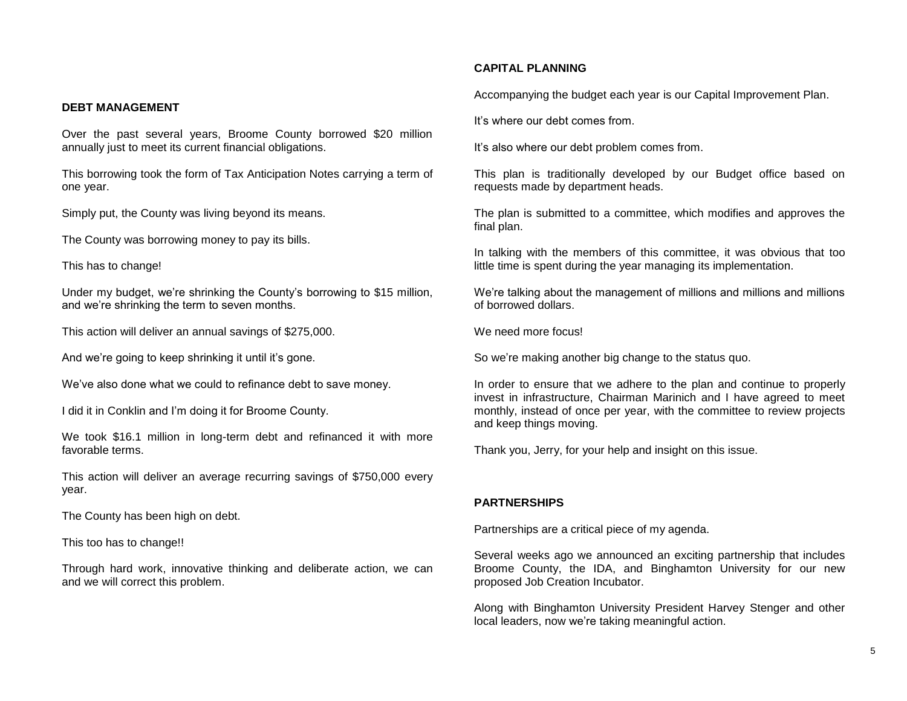## DEBT MANAGEMENT

Over the past several years, Broome County borrowed $20 million annually just to meet its current financial obligations.

This borrowing took the form of Tax Anticipation Notes carrying a term of one year.

Simply put, the County was living beyond its means.

The County was borrowing money to pay its bills.

This has to change!

Under my budget, we're shrinking the County's borrowing to $15 million, and we're shrinking the term to seven months.

This action will deliver an annual savings of $275,000.

And we're going to keep shrinking it until it's gone.

We've also done what we could to refinance debt to save money.

I did it in Conklin and I'm doing it for Broome County.

We took $16.1 million in long-term debt and refinanced it with more favorable terms.

This action will deliver an average recurring savings of $750,000 every year.

The County has been high on debt.

This too has to change!!

Through hard work, innovative thinking and deliberate action, we can and we will correct this problem.

## CAPITAL PLANNING

Accompanying the budget each year is our Capital Improvement Plan.

It's where our debt comes from.

It's also where our debt problem comes from.

This plan is traditionally developed by our Budget office based on requests made by department heads.

The plan is submitted to a committee, which modifies and approves the final plan.

In talking with the members of this committee, it was obvious that too little time is spent during the year managing its implementation.

We're talking about the management of millions and millions and millions of borrowed dollars.

We need more focus!

So we're making another big change to the status quo.

In order to ensure that we adhere to the plan and continue to properly invest in infrastructure, Chairman Marinich and I have agreed to meet monthly, instead of once per year, with the committee to review projects and keep things moving.

Thank you, Jerry, for your help and insight on this issue.

## PARTNERSHIPS

Partnerships are a critical piece of my agenda.

Several weeks ago we announced an exciting partnership that includes Broome County, the IDA, and Binghamton University for our new proposed Job Creation Incubator.

Along with Binghamton University President Harvey Stenger and other local leaders, now we're taking meaningful action.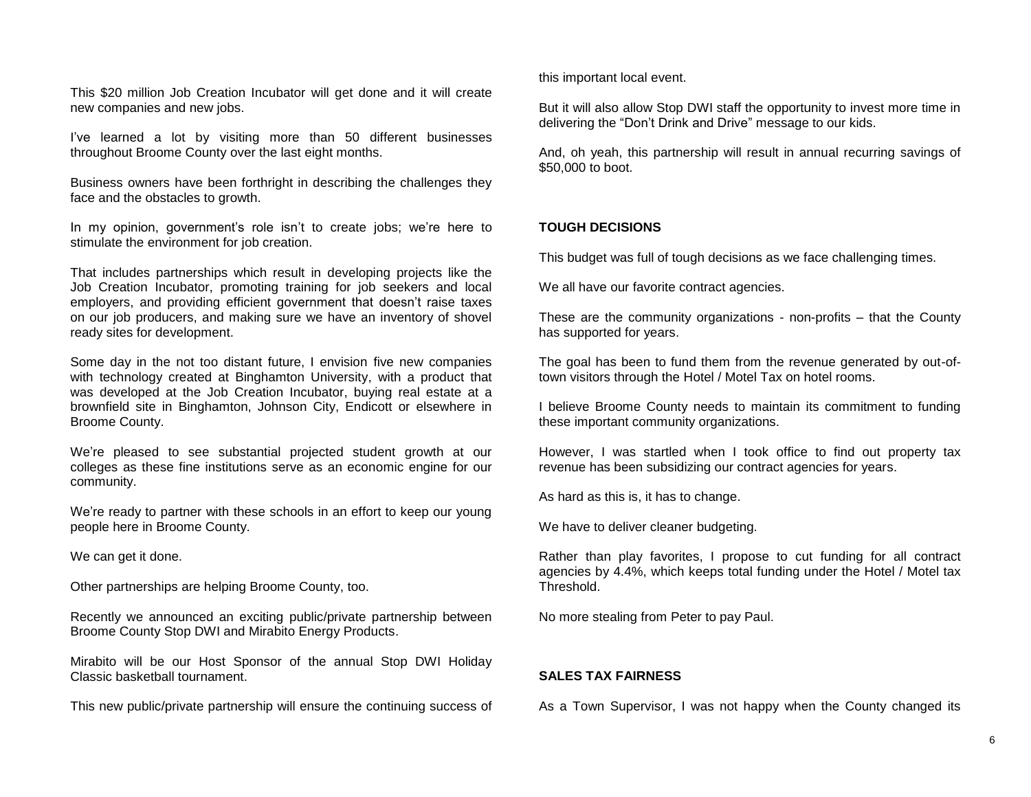This $20 million Job Creation Incubator will get done and it will create new companies and new jobs.

I've learned a lot by visiting more than 50 different businesses throughout Broome County over the last eight months.

Business owners have been forthright in describing the challenges they face and the obstacles to growth.

In my opinion, government's role isn't to create jobs; we're here to stimulate the environment for job creation.

That includes partnerships which result in developing projects like the Job Creation Incubator, promoting training for job seekers and local employers, and providing efficient government that doesn't raise taxes on our job producers, and making sure we have an inventory of shovel ready sites for development.

Some day in the not too distant future, I envision five new companies with technology created at Binghamton University, with a product that was developed at the Job Creation Incubator, buying real estate at a brownfield site in Binghamton, Johnson City, Endicott or elsewhere in Broome County.

We're pleased to see substantial projected student growth at our colleges as these fine institutions serve as an economic engine for our community.

We're ready to partner with these schools in an effort to keep our young people here in Broome County.

We can get it done.

Other partnerships are helping Broome County, too.

Recently we announced an exciting public/private partnership between Broome County Stop DWI and Mirabito Energy Products.

Mirabito will be our Host Sponsor of the annual Stop DWI Holiday Classic basketball tournament.

This new public/private partnership will ensure the continuing success of this important local event.

But it will also allow Stop DWI staff the opportunity to invest more time in delivering the "Don't Drink and Drive" message to our kids.

And, oh yeah, this partnership will result in annual recurring savings of $50,000 to boot.

**TOUGH DECISIONS**

This budget was full of tough decisions as we face challenging times.

We all have our favorite contract agencies.

These are the community organizations - non-profits – that the County has supported for years.

The goal has been to fund them from the revenue generated by out-of-town visitors through the Hotel / Motel Tax on hotel rooms.

I believe Broome County needs to maintain its commitment to funding these important community organizations.

However, I was startled when I took office to find out property tax revenue has been subsidizing our contract agencies for years.

As hard as this is, it has to change.

We have to deliver cleaner budgeting.

Rather than play favorites, I propose to cut funding for all contract agencies by 4.4%, which keeps total funding under the Hotel / Motel tax Threshold.

No more stealing from Peter to pay Paul.

**SALES TAX FAIRNESS**

As a Town Supervisor, I was not happy when the County changed its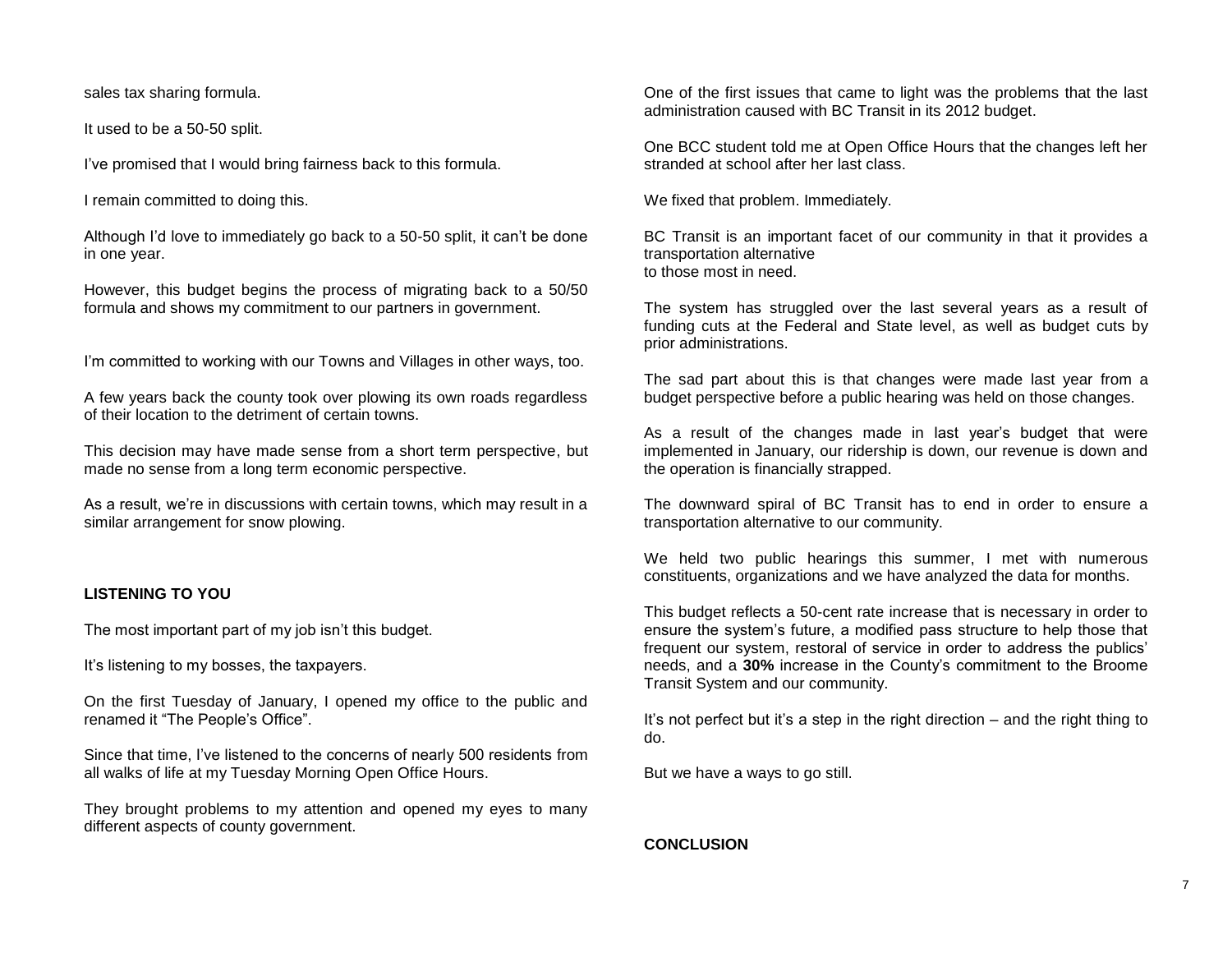sales tax sharing formula.

It used to be a 50-50 split.

I've promised that I would bring fairness back to this formula.

I remain committed to doing this.

Although I'd love to immediately go back to a 50-50 split, it can't be done in one year.

However, this budget begins the process of migrating back to a 50/50 formula and shows my commitment to our partners in government.

I'm committed to working with our Towns and Villages in other ways, too.

A few years back the county took over plowing its own roads regardless of their location to the detriment of certain towns.

This decision may have made sense from a short term perspective, but made no sense from a long term economic perspective.

As a result, we're in discussions with certain towns, which may result in a similar arrangement for snow plowing.

**LISTENING TO YOU**

The most important part of my job isn't this budget.

It's listening to my bosses, the taxpayers.

On the first Tuesday of January, I opened my office to the public and renamed it "The People's Office".

Since that time, I've listened to the concerns of nearly 500 residents from all walks of life at my Tuesday Morning Open Office Hours.

They brought problems to my attention and opened my eyes to many different aspects of county government.

One of the first issues that came to light was the problems that the last administration caused with BC Transit in its 2012 budget.

One BCC student told me at Open Office Hours that the changes left her stranded at school after her last class.

We fixed that problem. Immediately.

BC Transit is an important facet of our community in that it provides a transportation alternative
to those most in need.

The system has struggled over the last several years as a result of funding cuts at the Federal and State level, as well as budget cuts by prior administrations.

The sad part about this is that changes were made last year from a budget perspective before a public hearing was held on those changes.

As a result of the changes made in last year's budget that were implemented in January, our ridership is down, our revenue is down and the operation is financially strapped.

The downward spiral of BC Transit has to end in order to ensure a transportation alternative to our community.

We held two public hearings this summer, I met with numerous constituents, organizations and we have analyzed the data for months.

This budget reflects a 50-cent rate increase that is necessary in order to ensure the system's future, a modified pass structure to help those that frequent our system, restoral of service in order to address the publics' needs, and a **30%** increase in the County's commitment to the Broome Transit System and our community.

It's not perfect but it's a step in the right direction – and the right thing to do.

But we have a ways to go still.

**CONCLUSION**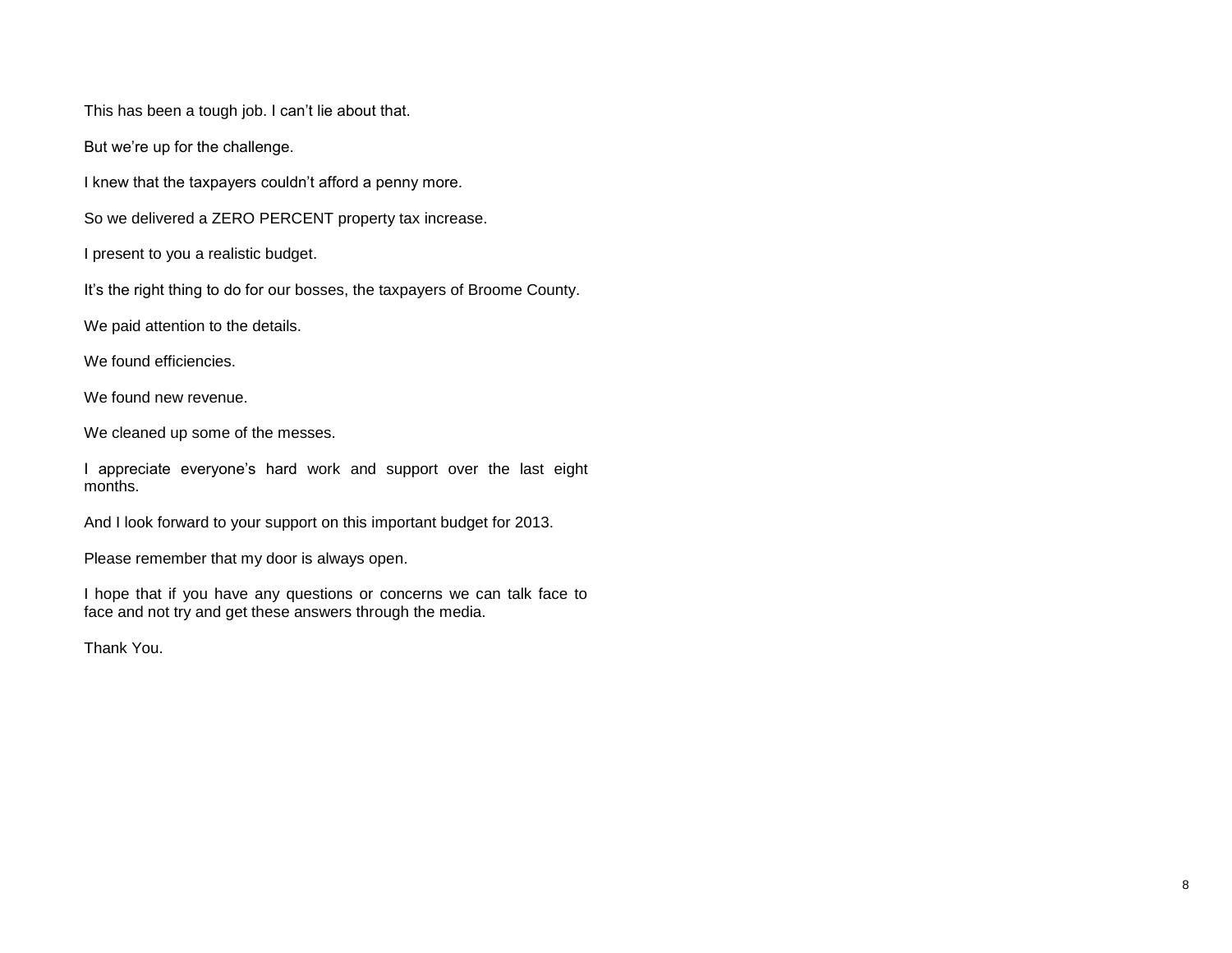This has been a tough job. I can't lie about that.

But we're up for the challenge.

I knew that the taxpayers couldn't afford a penny more.

So we delivered a ZERO PERCENT property tax increase.

I present to you a realistic budget.

It's the right thing to do for our bosses, the taxpayers of Broome County.

We paid attention to the details.

We found efficiencies.

We found new revenue.

We cleaned up some of the messes.

I appreciate everyone's hard work and support over the last eight months.

And I look forward to your support on this important budget for 2013.

Please remember that my door is always open.

I hope that if you have any questions or concerns we can talk face to face and not try and get these answers through the media.

Thank You.